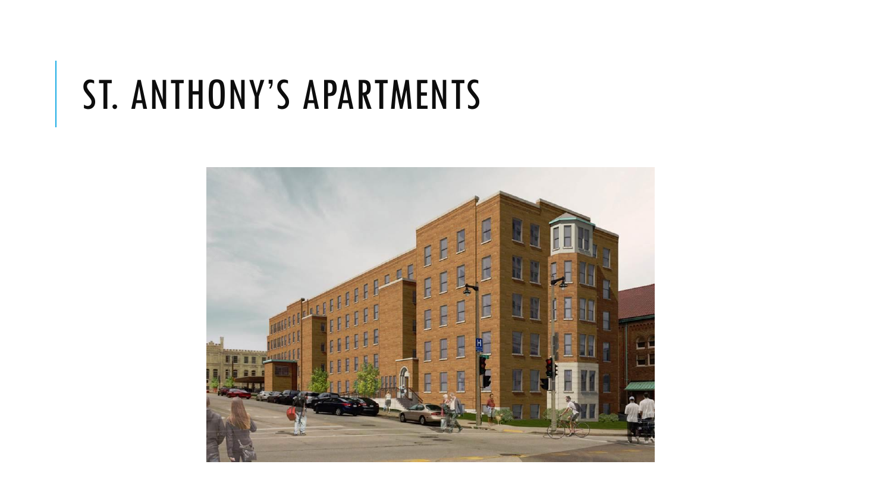# ST. ANTHONY'S APARTMENTS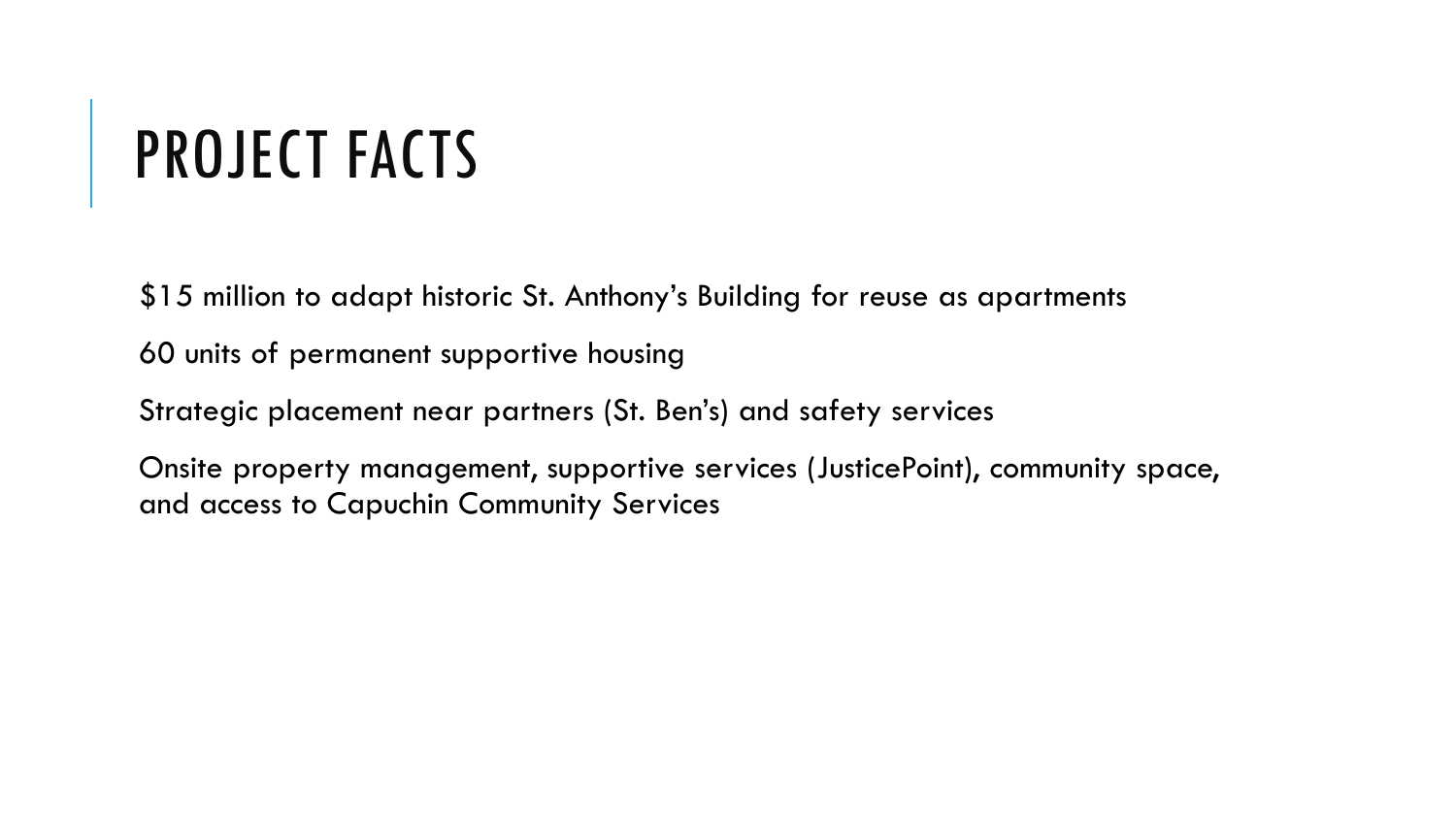# PROJECT FACTS

$15 million to adapt historic St. Anthony's Building for reuse as apartments

60 units of permanent supportive housing

Strategic placement near partners (St. Ben's) and safety services

Onsite property management, supportive services (JusticePoint), community space, and access to Capuchin Community Services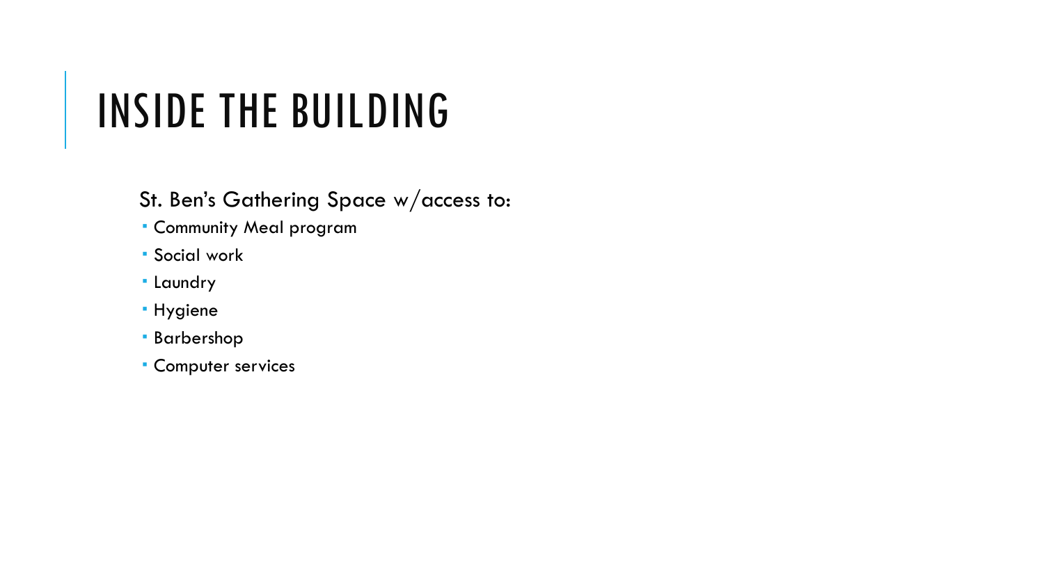# INSIDE THE BUILDING

St. Ben's Gathering Space w/access to:

- Community Meal program
- Social work
- Laundry
- Hygiene
- Barbershop
- Computer services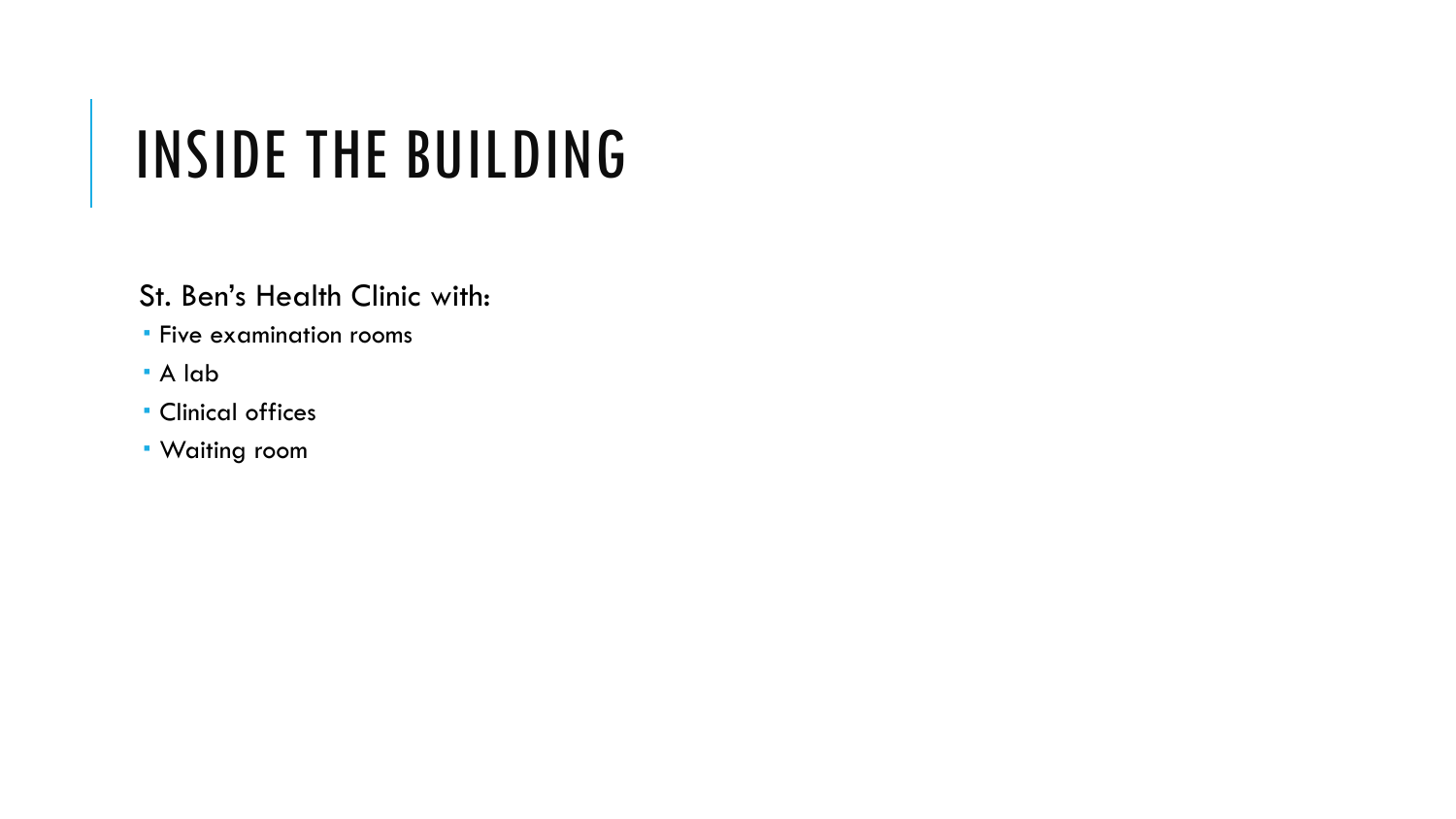# INSIDE THE BUILDING

St. Ben’s Health Clinic with:

- Five examination rooms
- A lab
- Clinical offices
- Waiting room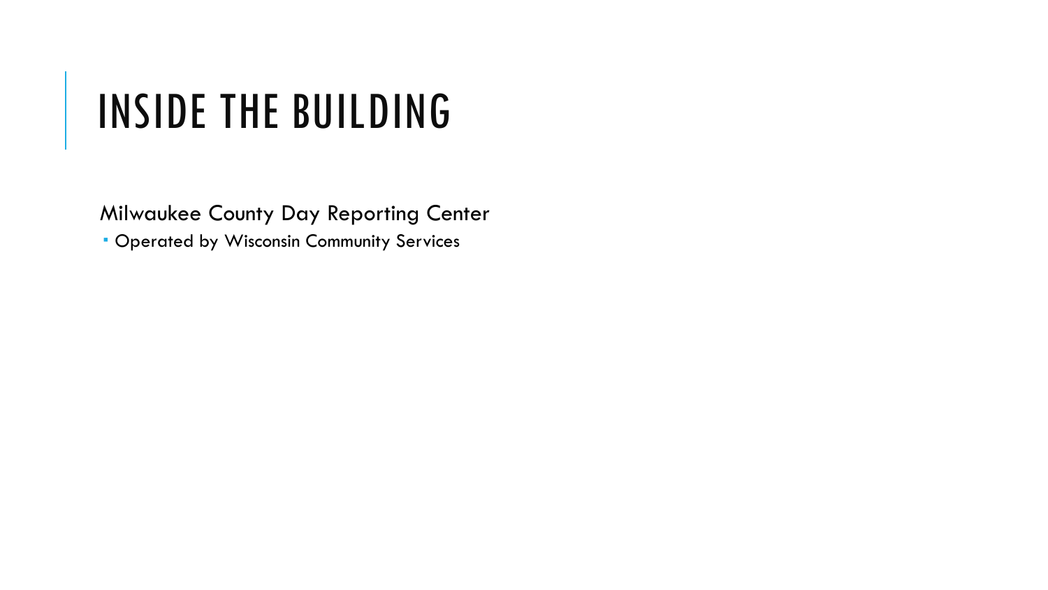# INSIDE THE BUILDING

Milwaukee County Day Reporting Center

- Operated by Wisconsin Community Services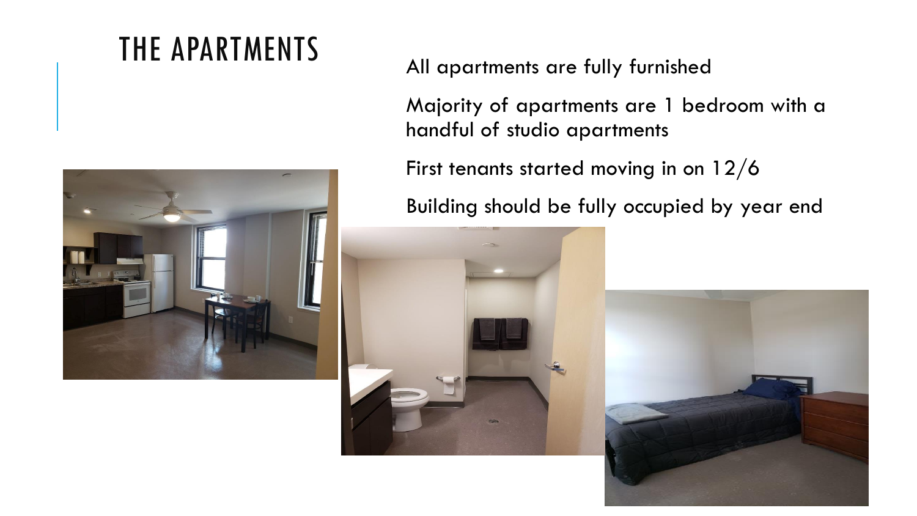# THE APARTMENTS

All apartments are fully furnished

Majority of apartments are 1 bedroom with a handful of studio apartments

First tenants started moving in on 12/6

Building should be fully occupied by year end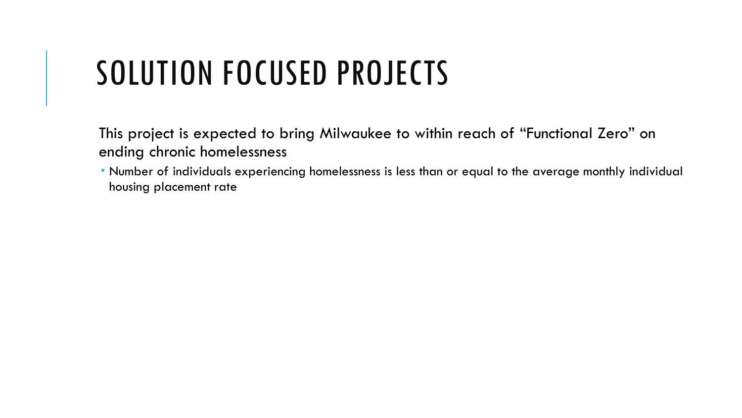# SOLUTION FOCUSED PROJECTS

This project is expected to bring Milwaukee to within reach of "Functional Zero" on ending chronic homelessness

- Number of individuals experiencing homelessness is less than or equal to the average monthly individual housing placement rate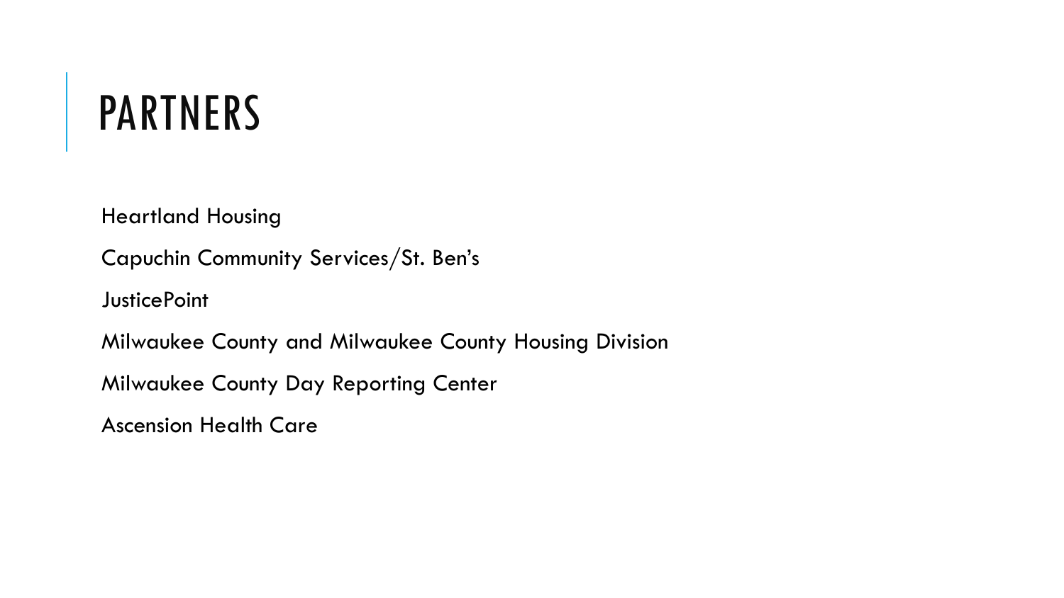# PARTNERS

Heartland Housing

Capuchin Community Services/St. Ben's

JusticePoint

Milwaukee County and Milwaukee County Housing Division

Milwaukee County Day Reporting Center

Ascension Health Care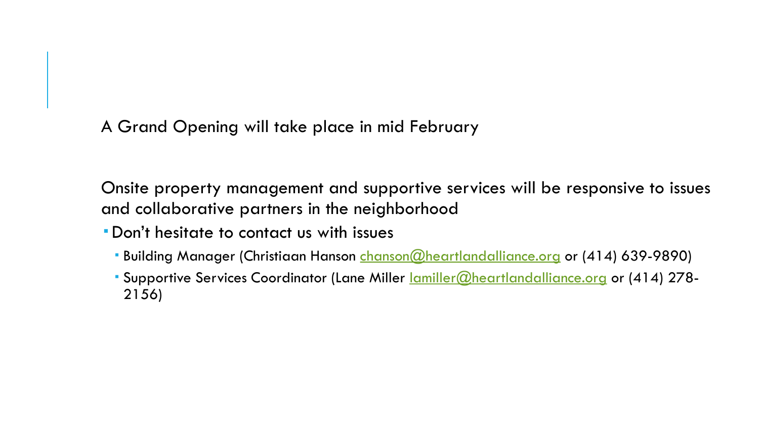A Grand Opening will take place in mid February

Onsite property management and supportive services will be responsive to issues and collaborative partners in the neighborhood

- Don't hesitate to contact us with issues
  - Building Manager (Christiaan Hanson chanson@heartlandalliance.org or (414) 639-9890)
  - Supportive Services Coordinator (Lane Miller lamiller@heartlandalliance.org or (414) 278-2156)